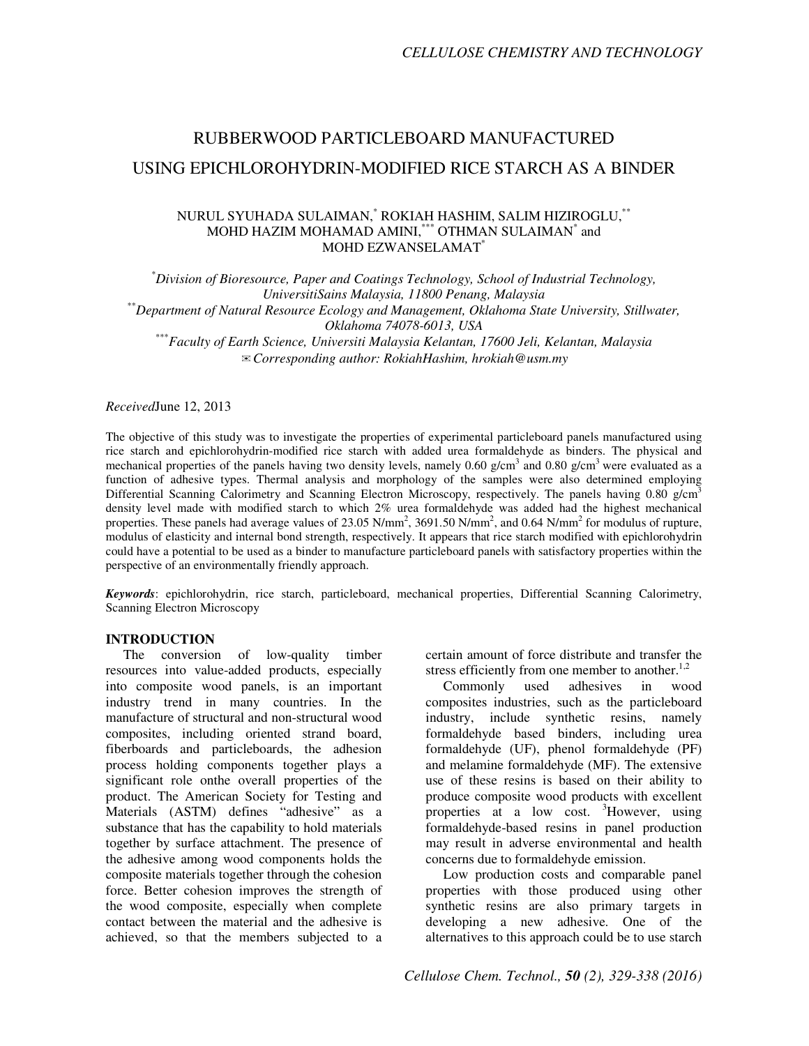# RUBBERWOOD PARTICLEBOARD MANUFACTURED USING EPICHLOROHYDRIN-MODIFIED RICE STARCH AS A BINDER

NURUL SYUHADA SULAIMAN,[*] ROKIAH HASHIM, SALIM HIZIROGLU,[**] MOHD HAZIM MOHAMAD AMINI,[***] OTHMAN SULAIMAN[*] and MOHD EZWANSELAMAT[*]

[*]*Division of Bioresource, Paper and Coatings Technology, School of Industrial Technology, UniversitiSains Malaysia, 11800 Penang, Malaysia*
[**]*Department of Natural Resource Ecology and Management, Oklahoma State University, Stillwater, Oklahoma 74078-6013, USA*
[***]*Faculty of Earth Science, Universiti Malaysia Kelantan, 17600 Jeli, Kelantan, Malaysia*
✉ *Corresponding author: RokiahHashim, hrokiah@usm.my*

*Received*June 12, 2013

The objective of this study was to investigate the properties of experimental particleboard panels manufactured using rice starch and epichlorohydrin-modified rice starch with added urea formaldehyde as binders. The physical and mechanical properties of the panels having two density levels, namely 0.60 g/cm$^3$ and 0.80 g/cm$^3$ were evaluated as a function of adhesive types. Thermal analysis and morphology of the samples were also determined employing Differential Scanning Calorimetry and Scanning Electron Microscopy, respectively. The panels having 0.80 g/cm$^3$ density level made with modified starch to which 2% urea formaldehyde was added had the highest mechanical properties. These panels had average values of 23.05 N/mm$^2$, 3691.50 N/mm$^2$, and 0.64 N/mm$^2$ for modulus of rupture, modulus of elasticity and internal bond strength, respectively. It appears that rice starch modified with epichlorohydrin could have a potential to be used as a binder to manufacture particleboard panels with satisfactory properties within the perspective of an environmentally friendly approach.

***Keywords***: epichlorohydrin, rice starch, particleboard, mechanical properties, Differential Scanning Calorimetry, Scanning Electron Microscopy

## INTRODUCTION

The conversion of low-quality timber resources into value-added products, especially into composite wood panels, is an important industry trend in many countries. In the manufacture of structural and non-structural wood composites, including oriented strand board, fiberboards and particleboards, the adhesion process holding components together plays a significant role onthe overall properties of the product. The American Society for Testing and Materials (ASTM) defines "adhesive" as a substance that has the capability to hold materials together by surface attachment. The presence of the adhesive among wood components holds the composite materials together through the cohesion force. Better cohesion improves the strength of the wood composite, especially when complete contact between the material and the adhesive is achieved, so that the members subjected to a certain amount of force distribute and transfer the stress efficiently from one member to another.[1,2]

Commonly used adhesives in wood composites industries, such as the particleboard industry, include synthetic resins, namely formaldehyde based binders, including urea formaldehyde (UF), phenol formaldehyde (PF) and melamine formaldehyde (MF). The extensive use of these resins is based on their ability to produce composite wood products with excellent properties at a low cost. [3]However, using formaldehyde-based resins in panel production may result in adverse environmental and health concerns due to formaldehyde emission.

Low production costs and comparable panel properties with those produced using other synthetic resins are also primary targets in developing a new adhesive. One of the alternatives to this approach could be to use starch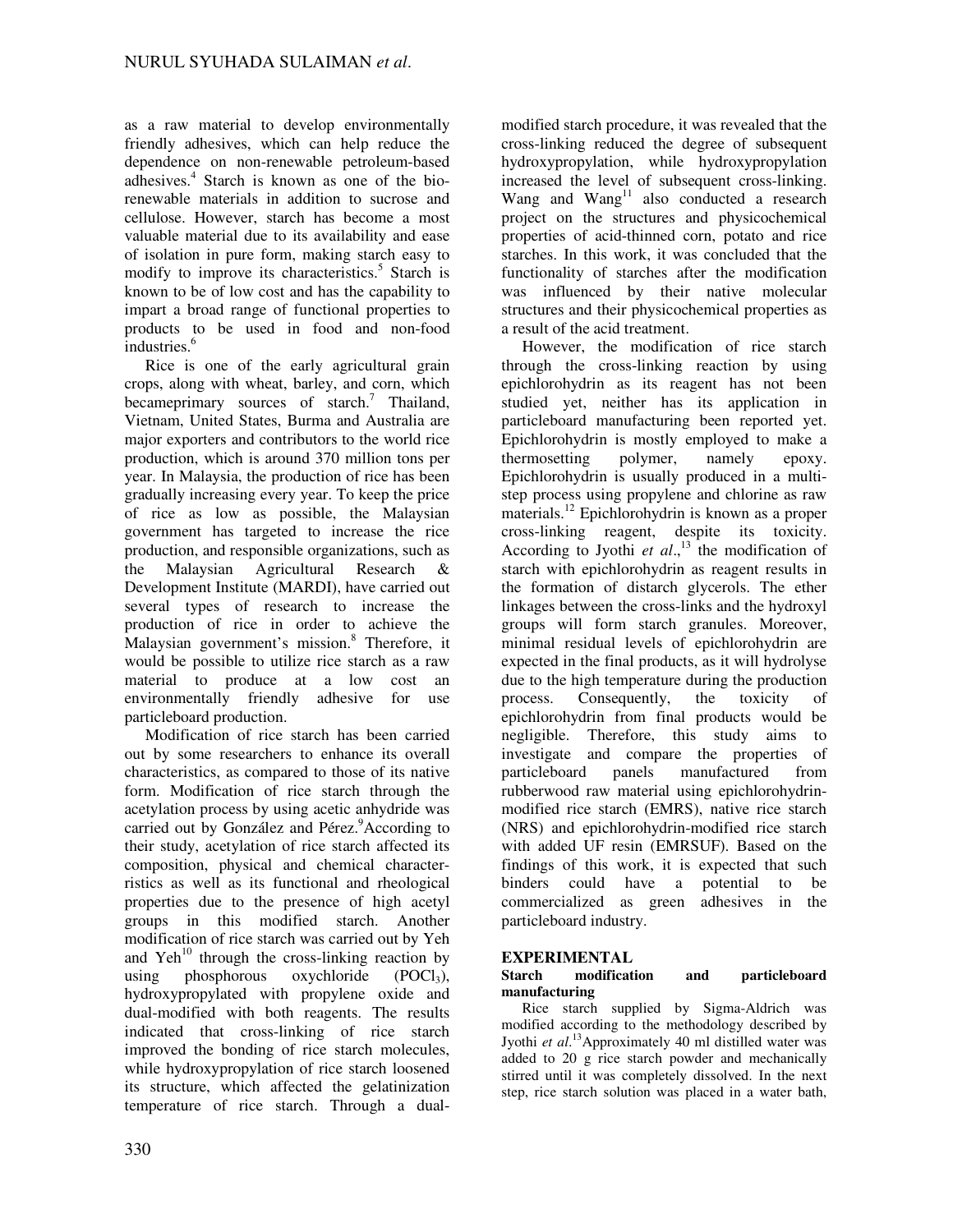as a raw material to develop environmentally friendly adhesives, which can help reduce the dependence on non-renewable petroleum-based adhesives.[4] Starch is known as one of the bio-renewable materials in addition to sucrose and cellulose. However, starch has become a most valuable material due to its availability and ease of isolation in pure form, making starch easy to modify to improve its characteristics.[5] Starch is known to be of low cost and has the capability to impart a broad range of functional properties to products to be used in food and non-food industries.[6]

Rice is one of the early agricultural grain crops, along with wheat, barley, and corn, which becameprimary sources of starch.[7] Thailand, Vietnam, United States, Burma and Australia are major exporters and contributors to the world rice production, which is around 370 million tons per year. In Malaysia, the production of rice has been gradually increasing every year. To keep the price of rice as low as possible, the Malaysian government has targeted to increase the rice production, and responsible organizations, such as the Malaysian Agricultural Research & Development Institute (MARDI), have carried out several types of research to increase the production of rice in order to achieve the Malaysian government's mission.[8] Therefore, it would be possible to utilize rice starch as a raw material to produce at a low cost an environmentally friendly adhesive for use particleboard production.

Modification of rice starch has been carried out by some researchers to enhance its overall characteristics, as compared to those of its native form. Modification of rice starch through the acetylation process by using acetic anhydride was carried out by González and Pérez.[9]According to their study, acetylation of rice starch affected its composition, physical and chemical characterristics as well as its functional and rheological properties due to the presence of high acetyl groups in this modified starch. Another modification of rice starch was carried out by Yeh and Yeh[10] through the cross-linking reaction by using phosphorous oxychloride ($POCl_3$), hydroxypropylated with propylene oxide and dual-modified with both reagents. The results indicated that cross-linking of rice starch improved the bonding of rice starch molecules, while hydroxypropylation of rice starch loosened its structure, which affected the gelatinization temperature of rice starch. Through a dual-modified starch procedure, it was revealed that the cross-linking reduced the degree of subsequent hydroxypropylation, while hydroxypropylation increased the level of subsequent cross-linking. Wang and Wang[11] also conducted a research project on the structures and physicochemical properties of acid-thinned corn, potato and rice starches. In this work, it was concluded that the functionality of starches after the modification was influenced by their native molecular structures and their physicochemical properties as a result of the acid treatment.

However, the modification of rice starch through the cross-linking reaction by using epichlorohydrin as its reagent has not been studied yet, neither has its application in particleboard manufacturing been reported yet. Epichlorohydrin is mostly employed to make a thermosetting polymer, namely epoxy. Epichlorohydrin is usually produced in a multi-step process using propylene and chlorine as raw materials.[12] Epichlorohydrin is known as a proper cross-linking reagent, despite its toxicity. According to Jyothi *et al.*,[13] the modification of starch with epichlorohydrin as reagent results in the formation of distarch glycerols. The ether linkages between the cross-links and the hydroxyl groups will form starch granules. Moreover, minimal residual levels of epichlorohydrin are expected in the final products, as it will hydrolyse due to the high temperature during the production process. Consequently, the toxicity of epichlorohydrin from final products would be negligible. Therefore, this study aims to investigate and compare the properties of particleboard panels manufactured from rubberwood raw material using epichlorohydrin-modified rice starch (EMRS), native rice starch (NRS) and epichlorohydrin-modified rice starch with added UF resin (EMRSUF). Based on the findings of this work, it is expected that such binders could have a potential to be commercialized as green adhesives in the particleboard industry.

## EXPERIMENTAL

### Starch modification and particleboard manufacturing

Rice starch supplied by Sigma-Aldrich was modified according to the methodology described by Jyothi *et al.*[13]Approximately 40 ml distilled water was added to 20 g rice starch powder and mechanically stirred until it was completely dissolved. In the next step, rice starch solution was placed in a water bath,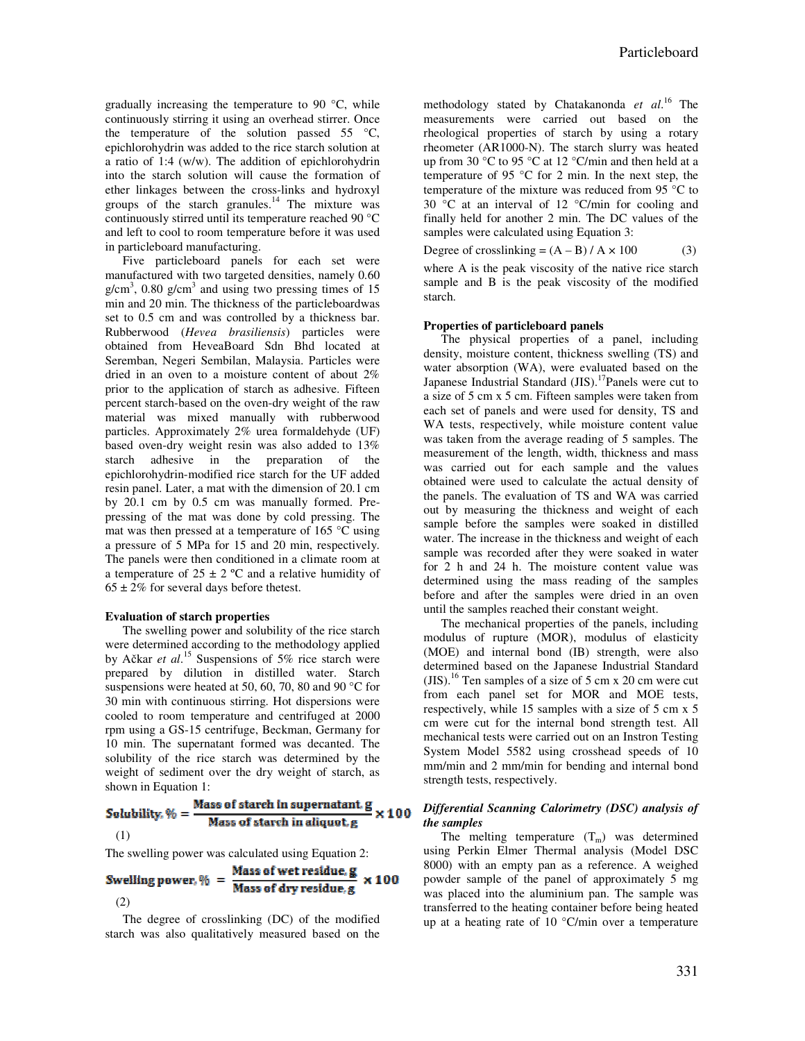gradually increasing the temperature to 90 °C, while continuously stirring it using an overhead stirrer. Once the temperature of the solution passed 55 °C, epichlorohydrin was added to the rice starch solution at a ratio of 1:4 (w/w). The addition of epichlorohydrin into the starch solution will cause the formation of ether linkages between the cross-links and hydroxyl groups of the starch granules.[14] The mixture was continuously stirred until its temperature reached 90 °C and left to cool to room temperature before it was used in particleboard manufacturing.

Five particleboard panels for each set were manufactured with two targeted densities, namely 0.60 g/cm$^3$, 0.80 g/cm$^3$ and using two pressing times of 15 min and 20 min. The thickness of the particleboardwas set to 0.5 cm and was controlled by a thickness bar. Rubberwood (*Hevea brasiliensis*) particles were obtained from HeveaBoard Sdn Bhd located at Seremban, Negeri Sembilan, Malaysia. Particles were dried in an oven to a moisture content of about 2% prior to the application of starch as adhesive. Fifteen percent starch-based on the oven-dry weight of the raw material was mixed manually with rubberwood particles. Approximately 2% urea formaldehyde (UF) based oven-dry weight resin was also added to 13% starch adhesive in the preparation of the epichlorohydrin-modified rice starch for the UF added resin panel. Later, a mat with the dimension of 20.1 cm by 20.1 cm by 0.5 cm was manually formed. Pre-pressing of the mat was done by cold pressing. The mat was then pressed at a temperature of 165 °C using a pressure of 5 MPa for 15 and 20 min, respectively. The panels were then conditioned in a climate room at a temperature of 25 ± 2 ºC and a relative humidity of 65 ± 2% for several days before thetest.

**Evaluation of starch properties**

The swelling power and solubility of the rice starch were determined according to the methodology applied by Ačkar *et al*.[15] Suspensions of 5% rice starch were prepared by dilution in distilled water. Starch suspensions were heated at 50, 60, 70, 80 and 90 °C for 30 min with continuous stirring. Hot dispersions were cooled to room temperature and centrifuged at 2000 rpm using a GS-15 centrifuge, Beckman, Germany for 10 min. The supernatant formed was decanted. The solubility of the rice starch was determined by the weight of sediment over the dry weight of starch, as shown in Equation 1:

$$\text{Solubility, \%} = \frac{\text{Mass of starch in supernatant, g}}{\text{Mass of starch in aliquot, g}} \times 100 \quad (1)$$

The swelling power was calculated using Equation 2:

$$\text{Swelling power, \%} = \frac{\text{Mass of wet residue, g}}{\text{Mass of dry residue, g}} \times 100 \quad (2)$$

The degree of crosslinking (DC) of the modified starch was also qualitatively measured based on the methodology stated by Chatakanonda *et al*.[16] The measurements were carried out based on the rheological properties of starch by using a rotary rheometer (AR1000-N). The starch slurry was heated up from 30 °C to 95 °C at 12 °C/min and then held at a temperature of 95 °C for 2 min. In the next step, the temperature of the mixture was reduced from 95 °C to 30 °C at an interval of 12 °C/min for cooling and finally held for another 2 min. The DC values of the samples were calculated using Equation 3:

$$\text{Degree of crosslinking} = (A – B) / A \times 100 \quad (3)$$

where A is the peak viscosity of the native rice starch sample and B is the peak viscosity of the modified starch.

**Properties of particleboard panels**

The physical properties of a panel, including density, moisture content, thickness swelling (TS) and water absorption (WA), were evaluated based on the Japanese Industrial Standard (JIS).[17] Panels were cut to a size of 5 cm x 5 cm. Fifteen samples were taken from each set of panels and were used for density, TS and WA tests, respectively, while moisture content value was taken from the average reading of 5 samples. The measurement of the length, width, thickness and mass was carried out for each sample and the values obtained were used to calculate the actual density of the panels. The evaluation of TS and WA was carried out by measuring the thickness and weight of each sample before the samples were soaked in distilled water. The increase in the thickness and weight of each sample was recorded after they were soaked in water for 2 h and 24 h. The moisture content value was determined using the mass reading of the samples before and after the samples were dried in an oven until the samples reached their constant weight.

The mechanical properties of the panels, including modulus of rupture (MOR), modulus of elasticity (MOE) and internal bond (IB) strength, were also determined based on the Japanese Industrial Standard (JIS).[16] Ten samples of a size of 5 cm x 20 cm were cut from each panel set for MOR and MOE tests, respectively, while 15 samples with a size of 5 cm x 5 cm were cut for the internal bond strength test. All mechanical tests were carried out on an Instron Testing System Model 5582 using crosshead speeds of 10 mm/min and 2 mm/min for bending and internal bond strength tests, respectively.

***Differential Scanning Calorimetry (DSC) analysis of the samples***

The melting temperature ($T_m$) was determined using Perkin Elmer Thermal analysis (Model DSC 8000) with an empty pan as a reference. A weighed powder sample of the panel of approximately 5 mg was placed into the aluminium pan. The sample was transferred to the heating container before being heated up at a heating rate of 10 °C/min over a temperature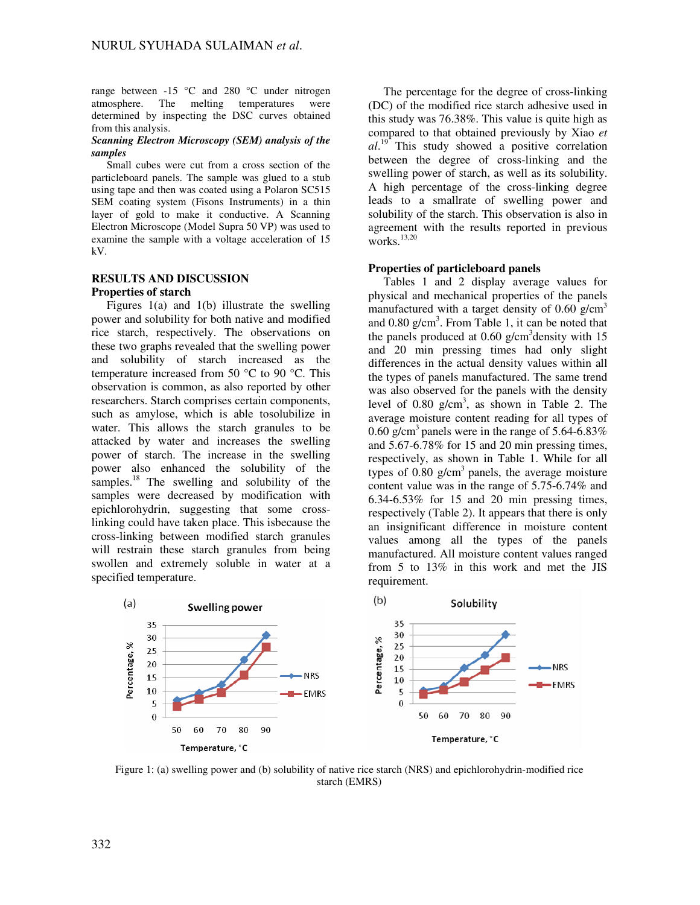range between -15 °C and 280 °C under nitrogen atmosphere. The melting temperatures were determined by inspecting the DSC curves obtained from this analysis.

***Scanning Electron Microscopy (SEM) analysis of the samples***

Small cubes were cut from a cross section of the particleboard panels. The sample was glued to a stub using tape and then was coated using a Polaron SC515 SEM coating system (Fisons Instruments) in a thin layer of gold to make it conductive. A Scanning Electron Microscope (Model Supra 50 VP) was used to examine the sample with a voltage acceleration of 15 kV.

## RESULTS AND DISCUSSION

### Properties of starch

Figures 1(a) and 1(b) illustrate the swelling power and solubility for both native and modified rice starch, respectively. The observations on these two graphs revealed that the swelling power and solubility of starch increased as the temperature increased from 50 °C to 90 °C. This observation is common, as also reported by other researchers. Starch comprises certain components, such as amylose, which is able tosolubilize in water. This allows the starch granules to be attacked by water and increases the swelling power of starch. The increase in the swelling power also enhanced the solubility of the samples.[18] The swelling and solubility of the samples were decreased by modification with epichlorohydrin, suggesting that some cross-linking could have taken place. This isbecause the cross-linking between modified starch granules will restrain these starch granules from being swollen and extremely soluble in water at a specified temperature.

The percentage for the degree of cross-linking (DC) of the modified rice starch adhesive used in this study was 76.38%. This value is quite high as compared to that obtained previously by Xiao *et al.*[19] This study showed a positive correlation between the degree of cross-linking and the swelling power of starch, as well as its solubility. A high percentage of the cross-linking degree leads to a smallrate of swelling power and solubility of the starch. This observation is also in agreement with the results reported in previous works.[13,20]

### Properties of particleboard panels

Tables 1 and 2 display average values for physical and mechanical properties of the panels manufactured with a target density of 0.60 g/cm$^3$ and 0.80 g/cm$^3$. From Table 1, it can be noted that the panels produced at 0.60 g/cm$^3$density with 15 and 20 min pressing times had only slight differences in the actual density values within all the types of panels manufactured. The same trend was also observed for the panels with the density level of 0.80 g/cm$^3$, as shown in Table 2. The average moisture content reading for all types of 0.60 g/cm$^3$ panels were in the range of 5.64-6.83% and 5.67-6.78% for 15 and 20 min pressing times, respectively, as shown in Table 1. While for all types of 0.80 g/cm$^3$ panels, the average moisture content value was in the range of 5.75-6.74% and 6.34-6.53% for 15 and 20 min pressing times, respectively (Table 2). It appears that there is only an insignificant difference in moisture content values among all the types of the panels manufactured. All moisture content values ranged from 5 to 13% in this work and met the JIS requirement.

(a)

Swelling power

Percentage, %

35
30
25
20
15
10
5
0

50 60 70 80 90

Temperature, °C

NRS
EMRS

(b)

Solubility

Percentage, %

35
30
25
20
15
10
5
0

50 60 70 80 90

Temperature, °C

NRS
EMRS

Figure 1: (a) swelling power and (b) solubility of native rice starch (NRS) and epichlorohydrin-modified rice starch (EMRS)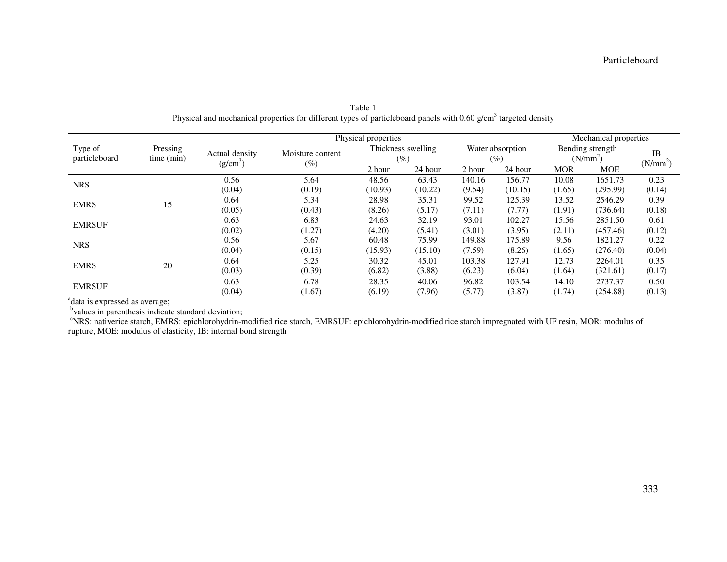Table 1
Physical and mechanical properties for different types of particleboard panels with 0.60 g/cm$^3$ targeted density

| Type of particleboard | Pressing time (min) | Physical properties | | | | | | | Mechanical properties | | |
|---|---|---|---|---|---|---|---|---|---|---|---|
| | | Actual density (g/cm$^3$) | Moisture content (%) | Thickness swelling (%) | | Water absorption (%) | | | Bending strength (N/mm$^2$) | | IB (N/mm$^2$) |
| | | | | 2 hour | 24 hour | 2 hour | 24 hour | | MOR | MOE | |
| NRS | 15 | 0.56 (0.04) | 5.64 (0.19) | 48.56 (10.93) | 63.43 (10.22) | 140.16 (9.54) | 156.77 (10.15) | | 10.08 (1.65) | 1651.73 (295.99) | 0.23 (0.14) |
| EMRS | 15 | 0.64 (0.05) | 5.34 (0.43) | 28.98 (8.26) | 35.31 (5.17) | 99.52 (7.11) | 125.39 (7.77) | | 13.52 (1.91) | 2546.29 (736.64) | 0.39 (0.18) |
| EMRSUF | 15 | 0.63 (0.02) | 6.83 (1.27) | 24.63 (4.20) | 32.19 (5.41) | 93.01 (3.01) | 102.27 (3.95) | | 15.56 (2.11) | 2851.50 (457.46) | 0.61 (0.12) |
| NRS | 20 | 0.56 (0.04) | 5.67 (0.15) | 60.48 (15.93) | 75.99 (15.10) | 149.88 (7.59) | 175.89 (8.26) | | 9.56 (1.65) | 1821.27 (276.40) | 0.22 (0.04) |
| EMRS | 20 | 0.64 (0.03) | 5.25 (0.39) | 30.32 (6.82) | 45.01 (3.88) | 103.38 (6.23) | 127.91 (6.04) | | 12.73 (1.64) | 2264.01 (321.61) | 0.35 (0.17) |
| EMRSUF | 20 | 0.63 (0.04) | 6.78 (1.67) | 28.35 (6.19) | 40.06 (7.96) | 96.82 (5.77) | 103.54 (3.87) | | 14.10 (1.74) | 2737.37 (254.88) | 0.50 (0.13) |

[a]data is expressed as average;
[b]values in parenthesis indicate standard deviation;
[c]NRS: nativerice starch, EMRS: epichlorohydrin-modified rice starch, EMRSUF: epichlorohydrin-modified rice starch impregnated with UF resin, MOR: modulus of rupture, MOE: modulus of elasticity, IB: internal bond strength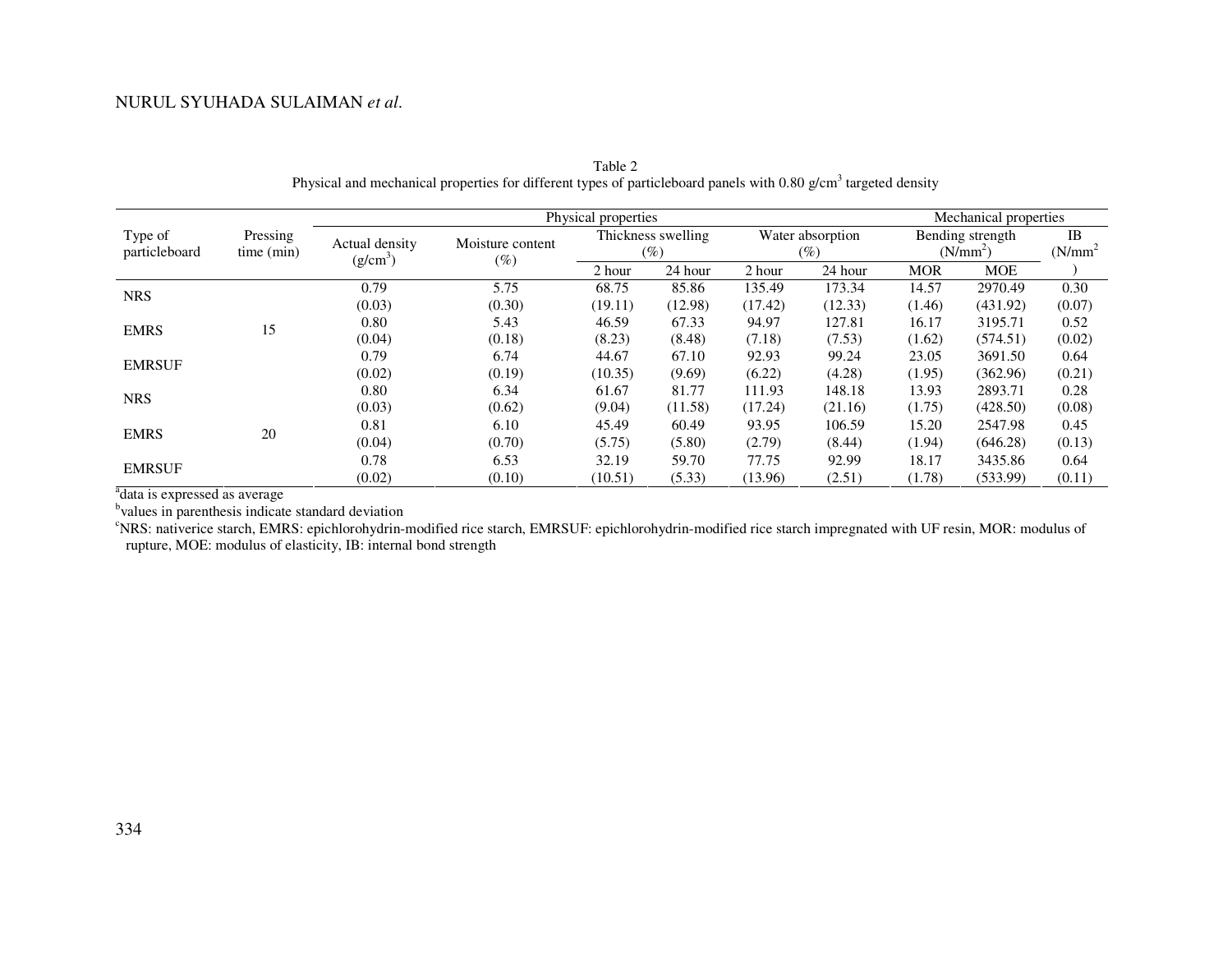Table 2
Physical and mechanical properties for different types of particleboard panels with 0.80 g/cm$^3$ targeted density

| Type of particleboard | Pressing time (min) | Physical properties | | | | | | Mechanical properties | | |
|---|---|---|---|---|---|---|---|---|---|---|
| | | Actual density (g/cm$^3$) | Moisture content (%) | Thickness swelling (%) | | Water absorption (%) | | Bending strength (N/mm$^2$) | | IB (N/mm$^2$) |
| | | | | 2 hour | 24 hour | 2 hour | 24 hour | MOR | MOE | |
| NRS | 15 | 0.79 (0.03) | 5.75 (0.30) | 68.75 (19.11) | 85.86 (12.98) | 135.49 (17.42) | 173.34 (12.33) | 14.57 (1.46) | 2970.49 (431.92) | 0.30 (0.07) |
| EMRS | 15 | 0.80 (0.04) | 5.43 (0.18) | 46.59 (8.23) | 67.33 (8.48) | 94.97 (7.18) | 127.81 (7.53) | 16.17 (1.62) | 3195.71 (574.51) | 0.52 (0.02) |
| EMRSUF | 15 | 0.79 (0.02) | 6.74 (0.19) | 44.67 (10.35) | 67.10 (9.69) | 92.93 (6.22) | 99.24 (4.28) | 23.05 (1.95) | 3691.50 (362.96) | 0.64 (0.21) |
| NRS | 20 | 0.80 (0.03) | 6.34 (0.62) | 61.67 (9.04) | 81.77 (11.58) | 111.93 (17.24) | 148.18 (21.16) | 13.93 (1.75) | 2893.71 (428.50) | 0.28 (0.08) |
| EMRS | 20 | 0.81 (0.04) | 6.10 (0.70) | 45.49 (5.75) | 60.49 (5.80) | 93.95 (2.79) | 106.59 (8.44) | 15.20 (1.94) | 2547.98 (646.28) | 0.45 (0.13) |
| EMRSUF | 20 | 0.78 (0.02) | 6.53 (0.10) | 32.19 (10.51) | 59.70 (5.33) | 77.75 (13.96) | 92.99 (2.51) | 18.17 (1.78) | 3435.86 (533.99) | 0.64 (0.11) |

[a]data is expressed as average
[b]values in parenthesis indicate standard deviation
[c]NRS: nativerice starch, EMRS: epichlorohydrin-modified rice starch, EMRSUF: epichlorohydrin-modified rice starch impregnated with UF resin, MOR: modulus of rupture, MOE: modulus of elasticity, IB: internal bond strength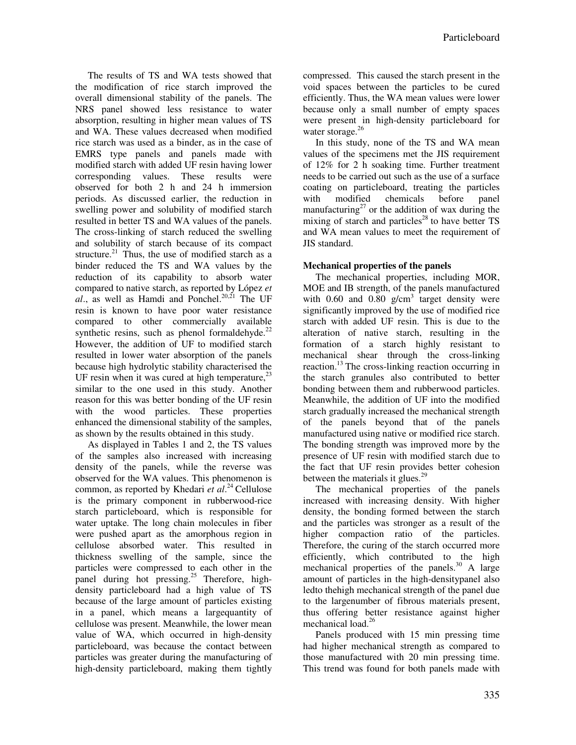The results of TS and WA tests showed that the modification of rice starch improved the overall dimensional stability of the panels. The NRS panel showed less resistance to water absorption, resulting in higher mean values of TS and WA. These values decreased when modified rice starch was used as a binder, as in the case of EMRS type panels and panels made with modified starch with added UF resin having lower corresponding values. These results were observed for both 2 h and 24 h immersion periods. As discussed earlier, the reduction in swelling power and solubility of modified starch resulted in better TS and WA values of the panels. The cross-linking of starch reduced the swelling and solubility of starch because of its compact structure.[21] Thus, the use of modified starch as a binder reduced the TS and WA values by the reduction of its capability to absorb water compared to native starch, as reported by López *et al*., as well as Hamdi and Ponchel.[20,21] The UF resin is known to have poor water resistance compared to other commercially available synthetic resins, such as phenol formaldehyde.[22] However, the addition of UF to modified starch resulted in lower water absorption of the panels because high hydrolytic stability characterised the UF resin when it was cured at high temperature,[23] similar to the one used in this study. Another reason for this was better bonding of the UF resin with the wood particles. These properties enhanced the dimensional stability of the samples, as shown by the results obtained in this study.

As displayed in Tables 1 and 2, the TS values of the samples also increased with increasing density of the panels, while the reverse was observed for the WA values. This phenomenon is common, as reported by Khedari *et al*.[24] Cellulose is the primary component in rubberwood-rice starch particleboard, which is responsible for water uptake. The long chain molecules in fiber were pushed apart as the amorphous region in cellulose absorbed water. This resulted in thickness swelling of the sample, since the particles were compressed to each other in the panel during hot pressing.[25] Therefore, high-density particleboard had a high value of TS because of the large amount of particles existing in a panel, which means a largequantity of cellulose was present. Meanwhile, the lower mean value of WA, which occurred in high-density particleboard, was because the contact between particles was greater during the manufacturing of high-density particleboard, making them tightly compressed. This caused the starch present in the void spaces between the particles to be cured efficiently. Thus, the WA mean values were lower because only a small number of empty spaces were present in high-density particleboard for water storage.[26]

In this study, none of the TS and WA mean values of the specimens met the JIS requirement of 12% for 2 h soaking time. Further treatment needs to be carried out such as the use of a surface coating on particleboard, treating the particles with modified chemicals before panel manufacturing[27] or the addition of wax during the mixing of starch and particles[28] to have better TS and WA mean values to meet the requirement of JIS standard.

## Mechanical properties of the panels

The mechanical properties, including MOR, MOE and IB strength, of the panels manufactured with 0.60 and 0.80 g/cm$^3$ target density were significantly improved by the use of modified rice starch with added UF resin. This is due to the alteration of native starch, resulting in the formation of a starch highly resistant to mechanical shear through the cross-linking reaction.[13] The cross-linking reaction occurring in the starch granules also contributed to better bonding between them and rubberwood particles. Meanwhile, the addition of UF into the modified starch gradually increased the mechanical strength of the panels beyond that of the panels manufactured using native or modified rice starch. The bonding strength was improved more by the presence of UF resin with modified starch due to the fact that UF resin provides better cohesion between the materials it glues.[29]

The mechanical properties of the panels increased with increasing density. With higher density, the bonding formed between the starch and the particles was stronger as a result of the higher compaction ratio of the particles. Therefore, the curing of the starch occurred more efficiently, which contributed to the high mechanical properties of the panels.[30] A large amount of particles in the high-densitypanel also ledto thehigh mechanical strength of the panel due to the largenumber of fibrous materials present, thus offering better resistance against higher mechanical load.[26]

Panels produced with 15 min pressing time had higher mechanical strength as compared to those manufactured with 20 min pressing time. This trend was found for both panels made with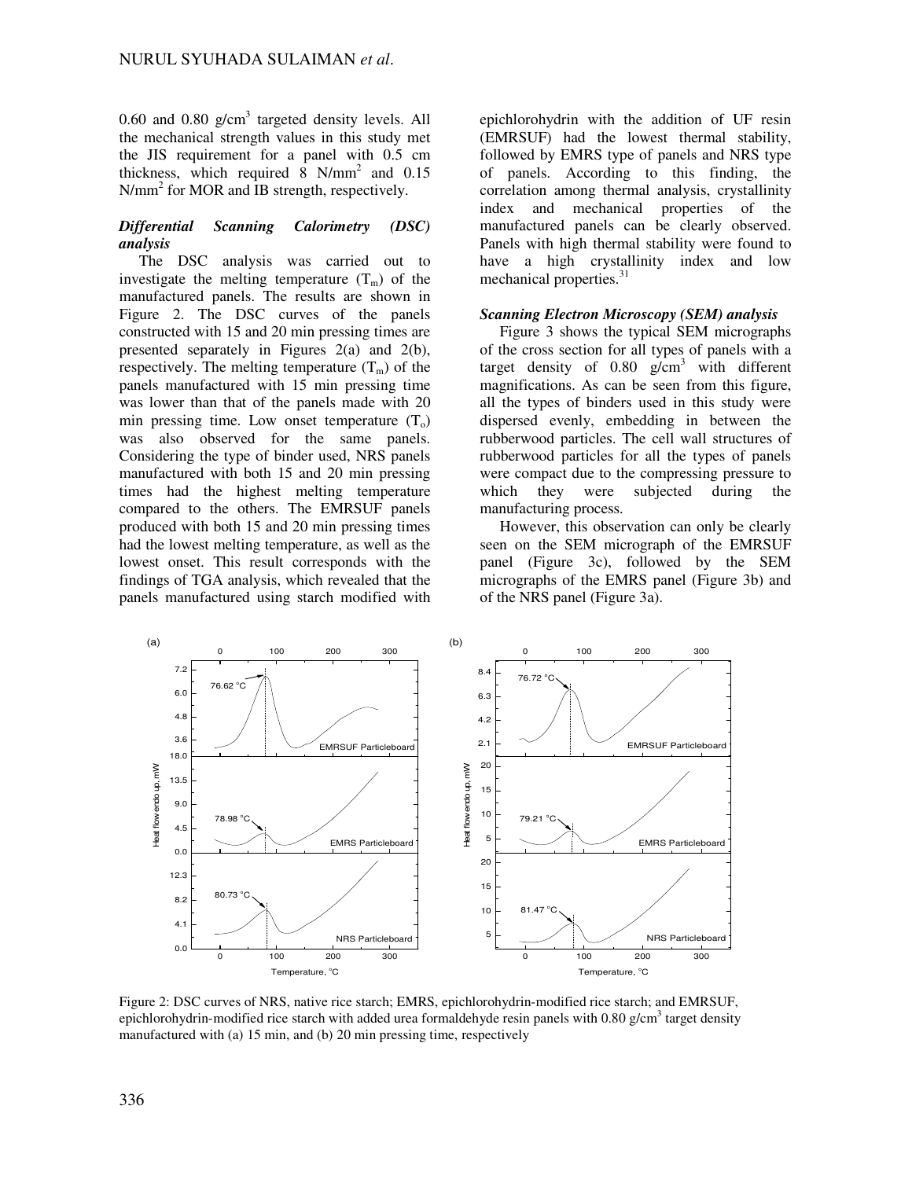0.60 and 0.80 g/cm$^3$ targeted density levels. All the mechanical strength values in this study met the JIS requirement for a panel with 0.5 cm thickness, which required 8 N/mm$^2$ and 0.15 N/mm$^2$ for MOR and IB strength, respectively.

### *Differential Scanning Calorimetry (DSC) analysis*

The DSC analysis was carried out to investigate the melting temperature ($T_m$) of the manufactured panels. The results are shown in Figure 2. The DSC curves of the panels constructed with 15 and 20 min pressing times are presented separately in Figures 2(a) and 2(b), respectively. The melting temperature ($T_m$) of the panels manufactured with 15 min pressing time was lower than that of the panels made with 20 min pressing time. Low onset temperature ($T_o$) was also observed for the same panels. Considering the type of binder used, NRS panels manufactured with both 15 and 20 min pressing times had the highest melting temperature compared to the others. The EMRSUF panels produced with both 15 and 20 min pressing times had the lowest melting temperature, as well as the lowest onset. This result corresponds with the findings of TGA analysis, which revealed that the panels manufactured using starch modified with epichlorohydrin with the addition of UF resin (EMRSUF) had the lowest thermal stability, followed by EMRS type of panels and NRS type of panels. According to this finding, the correlation among thermal analysis, crystallinity index and mechanical properties of the manufactured panels can be clearly observed. Panels with high thermal stability were found to have a high crystallinity index and low mechanical properties.[31]

### *Scanning Electron Microscopy (SEM) analysis*

Figure 3 shows the typical SEM micrographs of the cross section for all types of panels with a target density of 0.80 g/cm$^3$ with different magnifications. As can be seen from this figure, all the types of binders used in this study were dispersed evenly, embedding in between the rubberwood particles. The cell wall structures of rubberwood particles for all the types of panels were compact due to the compressing pressure to which they were subjected during the manufacturing process.

However, this observation can only be clearly seen on the SEM micrograph of the EMRSUF panel (Figure 3c), followed by the SEM micrographs of the EMRS panel (Figure 3b) and of the NRS panel (Figure 3a).

(a)
EMRSUF Particleboard
76.62 °C
EMRS Particleboard
78.98 °C
NRS Particleboard
80.73 °C
Heat flow endo up, mW
Temperature, °C

(b)
EMRSUF Particleboard
76.72 °C
EMRS Particleboard
79.21 °C
NRS Particleboard
81.47 °C
Heat flow endo up, mW
Temperature, °C

Figure 2: DSC curves of NRS, native rice starch; EMRS, epichlorohydrin-modified rice starch; and EMRSUF, epichlorohydrin-modified rice starch with added urea formaldehyde resin panels with 0.80 g/cm$^3$ target density manufactured with (a) 15 min, and (b) 20 min pressing time, respectively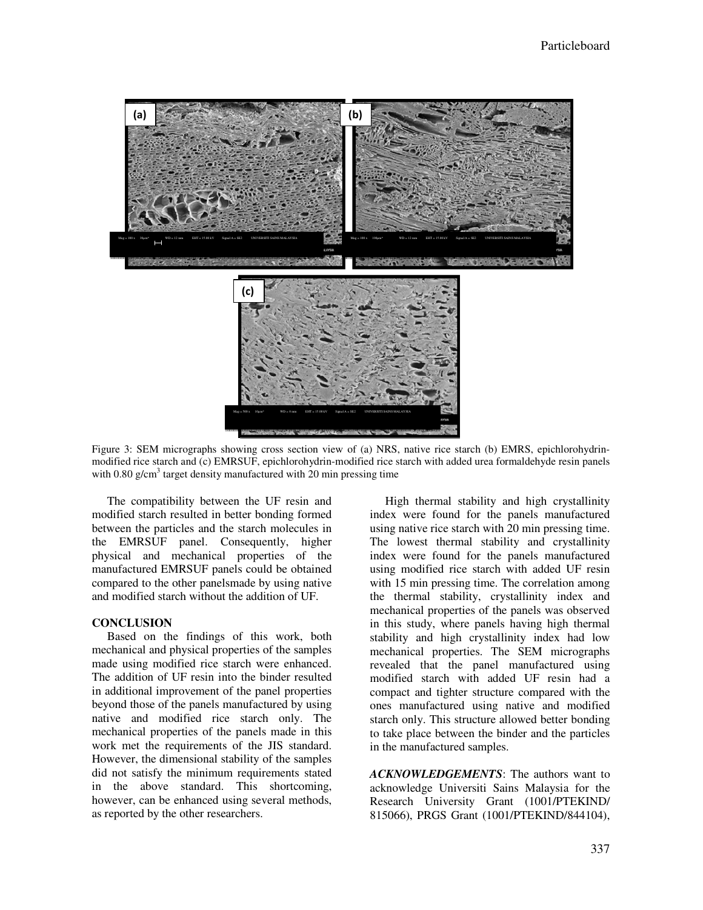Figure 3: SEM micrographs showing cross section view of (a) NRS, native rice starch (b) EMRS, epichlorohydrin-modified rice starch and (c) EMRSUF, epichlorohydrin-modified rice starch with added urea formaldehyde resin panels with 0.80 g/cm$^3$ target density manufactured with 20 min pressing time

The compatibility between the UF resin and modified starch resulted in better bonding formed between the particles and the starch molecules in the EMRSUF panel. Consequently, higher physical and mechanical properties of the manufactured EMRSUF panels could be obtained compared to the other panelsmade by using native and modified starch without the addition of UF.

## CONCLUSION

Based on the findings of this work, both mechanical and physical properties of the samples made using modified rice starch were enhanced. The addition of UF resin into the binder resulted in additional improvement of the panel properties beyond those of the panels manufactured by using native and modified rice starch only. The mechanical properties of the panels made in this work met the requirements of the JIS standard. However, the dimensional stability of the samples did not satisfy the minimum requirements stated in the above standard. This shortcoming, however, can be enhanced using several methods, as reported by the other researchers.

High thermal stability and high crystallinity index were found for the panels manufactured using native rice starch with 20 min pressing time. The lowest thermal stability and crystallinity index were found for the panels manufactured using modified rice starch with added UF resin with 15 min pressing time. The correlation among the thermal stability, crystallinity index and mechanical properties of the panels was observed in this study, where panels having high thermal stability and high crystallinity index had low mechanical properties. The SEM micrographs revealed that the panel manufactured using modified starch with added UF resin had a compact and tighter structure compared with the ones manufactured using native and modified starch only. This structure allowed better bonding to take place between the binder and the particles in the manufactured samples.

***ACKNOWLEDGEMENTS***: The authors want to acknowledge Universiti Sains Malaysia for the Research University Grant (1001/PTEKIND/815066), PRGS Grant (1001/PTEKIND/844104),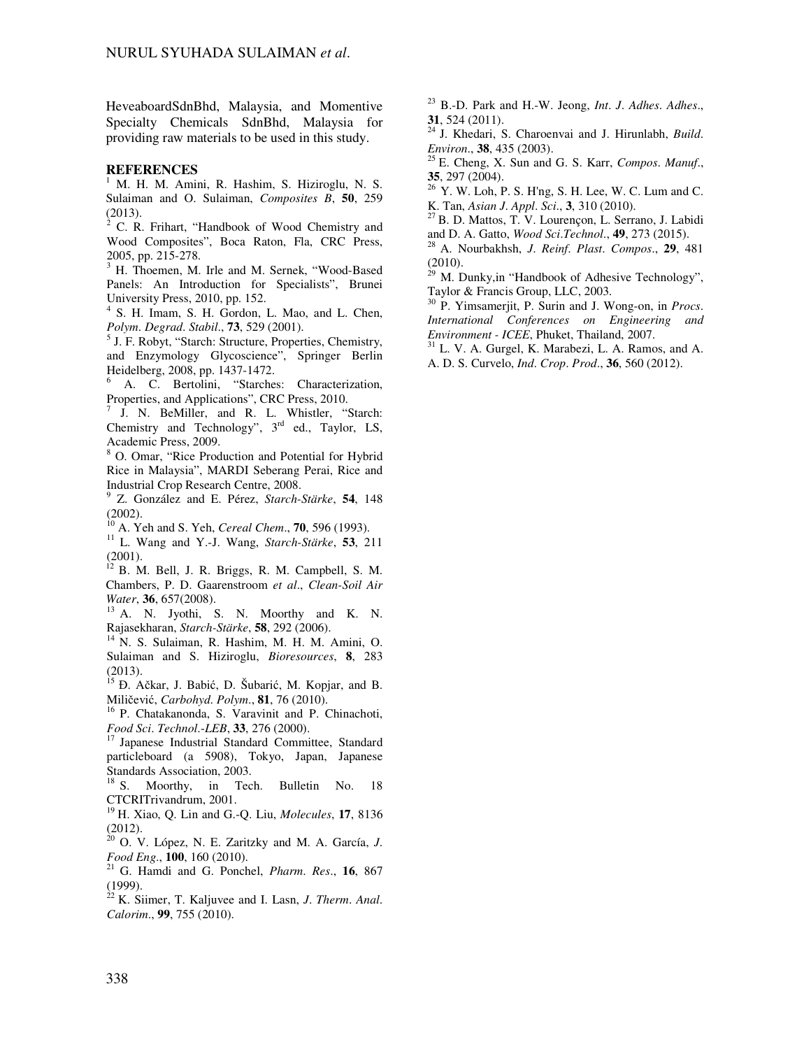HeveaboardSdnBhd, Malaysia, and Momentive Specialty Chemicals SdnBhd, Malaysia for providing raw materials to be used in this study.

## REFERENCES

[1] M. H. M. Amini, R. Hashim, S. Hiziroglu, N. S. Sulaiman and O. Sulaiman, *Composites B*, **50**, 259 (2013).

[2] C. R. Frihart, "Handbook of Wood Chemistry and Wood Composites", Boca Raton, Fla, CRC Press, 2005, pp. 215-278.

[3] H. Thoemen, M. Irle and M. Sernek, "Wood-Based Panels: An Introduction for Specialists", Brunei University Press, 2010, pp. 152.

[4] S. H. Imam, S. H. Gordon, L. Mao, and L. Chen, *Polym. Degrad. Stabil.*, **73**, 529 (2001).

[5] J. F. Robyt, "Starch: Structure, Properties, Chemistry, and Enzymology Glycoscience", Springer Berlin Heidelberg, 2008, pp. 1437-1472.

[6] A. C. Bertolini, "Starches: Characterization, Properties, and Applications", CRC Press, 2010.

[7] J. N. BeMiller, and R. L. Whistler, "Starch: Chemistry and Technology", 3rd ed., Taylor, LS, Academic Press, 2009.

[8] O. Omar, "Rice Production and Potential for Hybrid Rice in Malaysia", MARDI Seberang Perai, Rice and Industrial Crop Research Centre, 2008.

[9] Z. González and E. Pérez, *Starch-Stärke*, **54**, 148 (2002).

[10] A. Yeh and S. Yeh, *Cereal Chem.*, **70**, 596 (1993).

[11] L. Wang and Y.-J. Wang, *Starch-Stärke*, **53**, 211 (2001).

[12] B. M. Bell, J. R. Briggs, R. M. Campbell, S. M. Chambers, P. D. Gaarenstroom *et al.*, *Clean-Soil Air Water*, **36**, 657(2008).

[13] A. N. Jyothi, S. N. Moorthy and K. N. Rajasekharan, *Starch-Stärke*, **58**, 292 (2006).

[14] N. S. Sulaiman, R. Hashim, M. H. M. Amini, O. Sulaiman and S. Hiziroglu, *Bioresources*, **8**, 283 (2013).

[15] Đ. Ačkar, J. Babić, Šubarić, M. Kopjar, and B. Miličević, *Carbohyd. Polym.*, **81**, 76 (2010).

[16] P. Chatakanonda, S. Varavinit and P. Chinachoti, *Food Sci. Technol.-LEB*, **33**, 276 (2000).

[17] Japanese Industrial Standard Committee, Standard particleboard (a 5908), Tokyo, Japan, Japanese Standards Association, 2003.

[18] S. Moorthy, in Tech. Bulletin No. 18 CTCRITrivandrum, 2001.

[19] H. Xiao, Q. Lin and G.-Q. Liu, *Molecules*, **17**, 8136 (2012).

[20] O. V. López, N. E. Zaritzky and M. A. García, *J. Food Eng.*, **100**, 160 (2010).

[21] G. Hamdi and G. Ponchel, *Pharm. Res.*, **16**, 867 (1999).

[22] K. Siimer, T. Kaljuvee and I. Lasn, *J. Therm. Anal. Calorim.*, **99**, 755 (2010).

[23] B.-D. Park and H.-W. Jeong, *Int. J. Adhes. Adhes.*, **31**, 524 (2011).

[24] J. Khedari, S. Charoenvai and J. Hirunlabh, *Build. Environ.*, **38**, 435 (2003).

[25] E. Cheng, X. Sun and G. S. Karr, *Compos. Manuf.*, **35**, 297 (2004).

[26] Y. W. Loh, P. S. H'ng, S. H. Lee, W. C. Lum and C. K. Tan, *Asian J. Appl. Sci.*, **3**, 310 (2010).

[27] B. D. Mattos, T. V. Lourençon, L. Serrano, J. Labidi and D. A. Gatto, *Wood Sci.Technol.*, **49**, 273 (2015).

[28] A. Nourbakhsh, *J. Reinf. Plast. Compos.*, **29**, 481 (2010).

[29] M. Dunky,in "Handbook of Adhesive Technology", Taylor & Francis Group, LLC, 2003.

[30] P. Yimsamerjit, P. Surin and J. Wong-on, in *Procs. International Conferences on Engineering and Environment - ICEE*, Phuket, Thailand, 2007.

[31] L. V. A. Gurgel, K. Marabezi, L. A. Ramos, and A. A. D. S. Curvelo, *Ind. Crop. Prod.*, **36**, 560 (2012).